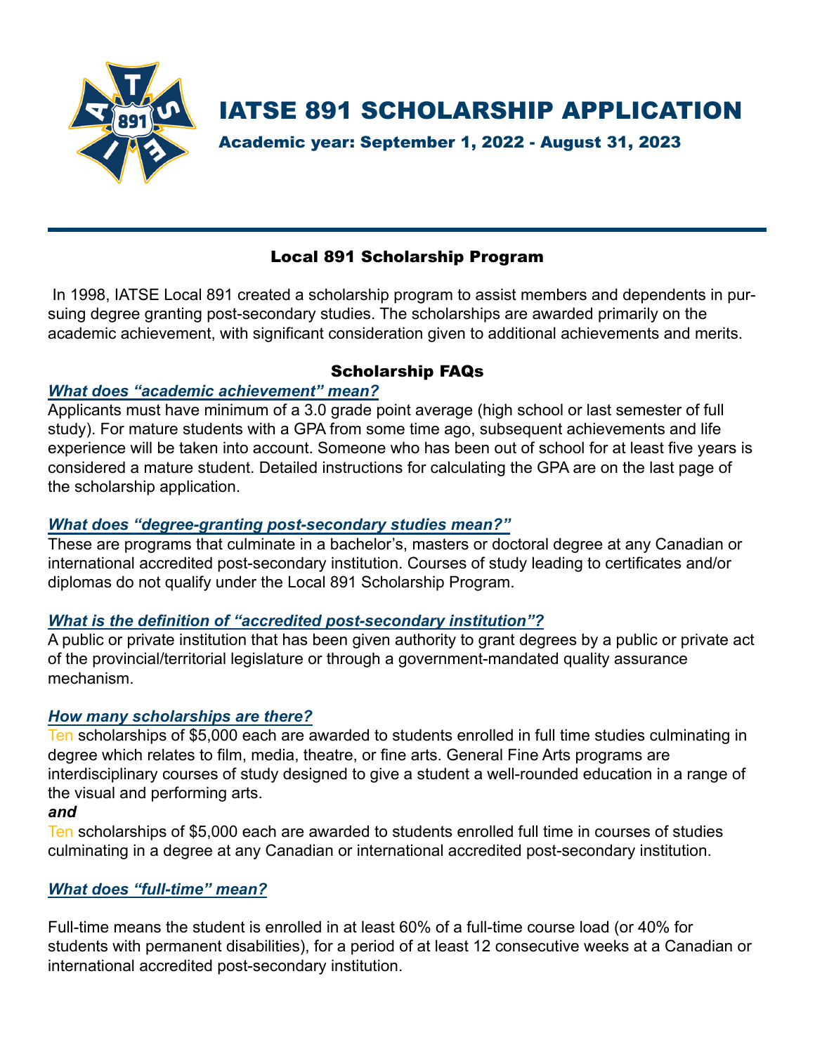# IATSE 891 SCHOLARSHIP APPLICATION

### Academic year: September 1, 2022 - August 31, 2023

## Local 891 Scholarship Program

In 1998, IATSE Local 891 created a scholarship program to assist members and dependents in pursuing degree granting post-secondary studies. The scholarships are awarded primarily on the academic achievement, with significant consideration given to additional achievements and merits.

## Scholarship FAQs

### *What does "academic achievement" mean?*

Applicants must have minimum of a 3.0 grade point average (high school or last semester of full study). For mature students with a GPA from some time ago, subsequent achievements and life experience will be taken into account. Someone who has been out of school for at least five years is considered a mature student. Detailed instructions for calculating the GPA are on the last page of the scholarship application.

### *What does "degree-granting post-secondary studies mean?"*

These are programs that culminate in a bachelor's, masters or doctoral degree at any Canadian or international accredited post-secondary institution. Courses of study leading to certificates and/or diplomas do not qualify under the Local 891 Scholarship Program.

### *What is the definition of "accredited post-secondary institution"?*

A public or private institution that has been given authority to grant degrees by a public or private act of the provincial/territorial legislature or through a government-mandated quality assurance mechanism.

### *How many scholarships are there?*

Ten scholarships of $5,000 each are awarded to students enrolled in full time studies culminating in degree which relates to film, media, theatre, or fine arts. General Fine Arts programs are interdisciplinary courses of study designed to give a student a well-rounded education in a range of the visual and performing arts.

***and***

Ten scholarships of $5,000 each are awarded to students enrolled full time in courses of studies culminating in a degree at any Canadian or international accredited post-secondary institution.

### *What does "full-time" mean?*

Full-time means the student is enrolled in at least 60% of a full-time course load (or 40% for students with permanent disabilities), for a period of at least 12 consecutive weeks at a Canadian or international accredited post-secondary institution.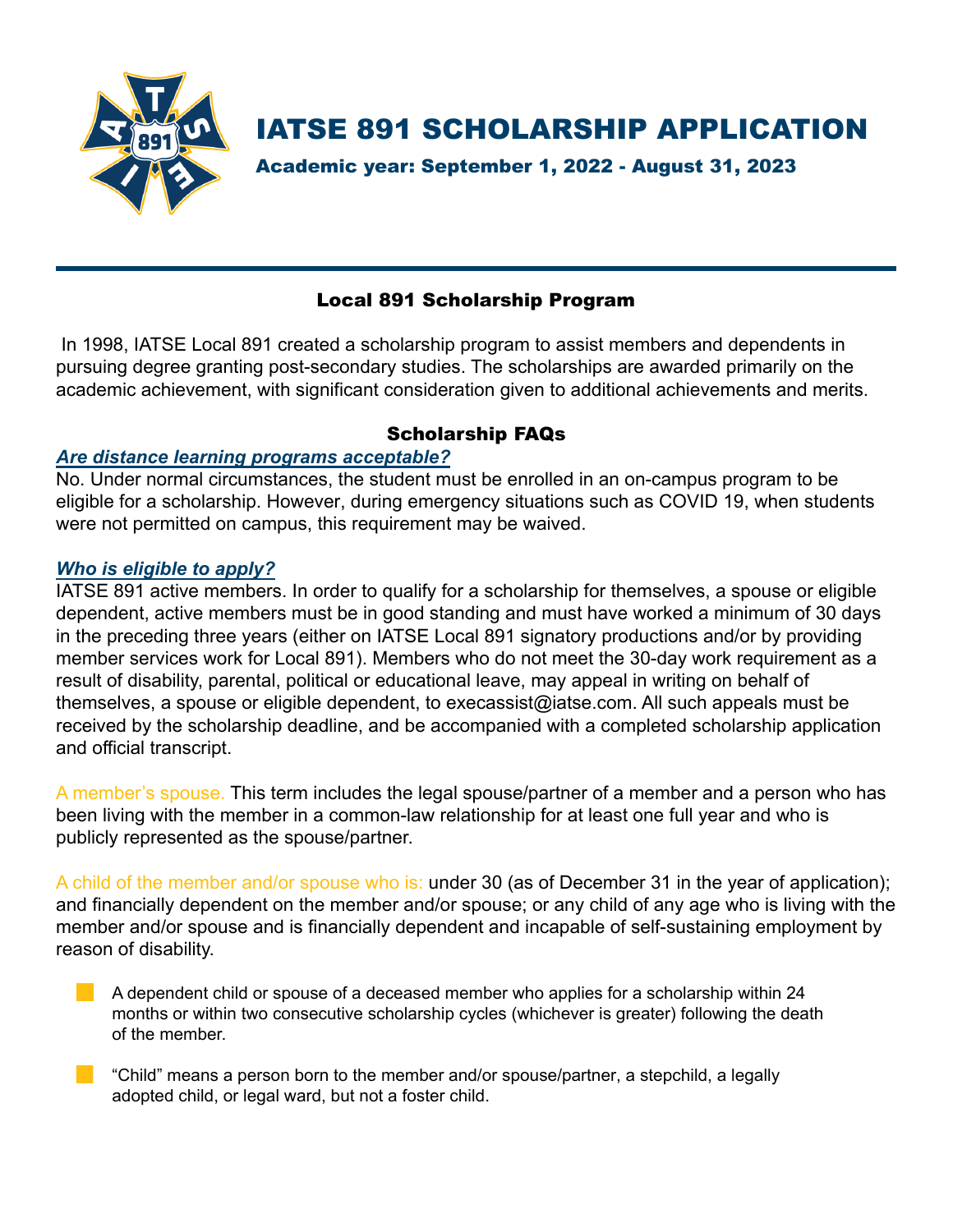# IATSE 891 SCHOLARSHIP APPLICATION

**Academic year: September 1, 2022 - August 31, 2023**

## Local 891 Scholarship Program

In 1998, IATSE Local 891 created a scholarship program to assist members and dependents in pursuing degree granting post-secondary studies. The scholarships are awarded primarily on the academic achievement, with significant consideration given to additional achievements and merits.

## Scholarship FAQs

***Are distance learning programs acceptable?***

No. Under normal circumstances, the student must be enrolled in an on-campus program to be eligible for a scholarship. However, during emergency situations such as COVID 19, when students were not permitted on campus, this requirement may be waived.

***Who is eligible to apply?***

IATSE 891 active members. In order to qualify for a scholarship for themselves, a spouse or eligible dependent, active members must be in good standing and must have worked a minimum of 30 days in the preceding three years (either on IATSE Local 891 signatory productions and/or by providing member services work for Local 891). Members who do not meet the 30-day work requirement as a result of disability, parental, political or educational leave, may appeal in writing on behalf of themselves, a spouse or eligible dependent, to execassist@iatse.com. All such appeals must be received by the scholarship deadline, and be accompanied with a completed scholarship application and official transcript.

A member's spouse. This term includes the legal spouse/partner of a member and a person who has been living with the member in a common-law relationship for at least one full year and who is publicly represented as the spouse/partner.

A child of the member and/or spouse who is: under 30 (as of December 31 in the year of application); and financially dependent on the member and/or spouse; or any child of any age who is living with the member and/or spouse and is financially dependent and incapable of self-sustaining employment by reason of disability.

- A dependent child or spouse of a deceased member who applies for a scholarship within 24 months or within two consecutive scholarship cycles (whichever is greater) following the death of the member.
- "Child" means a person born to the member and/or spouse/partner, a stepchild, a legally adopted child, or legal ward, but not a foster child.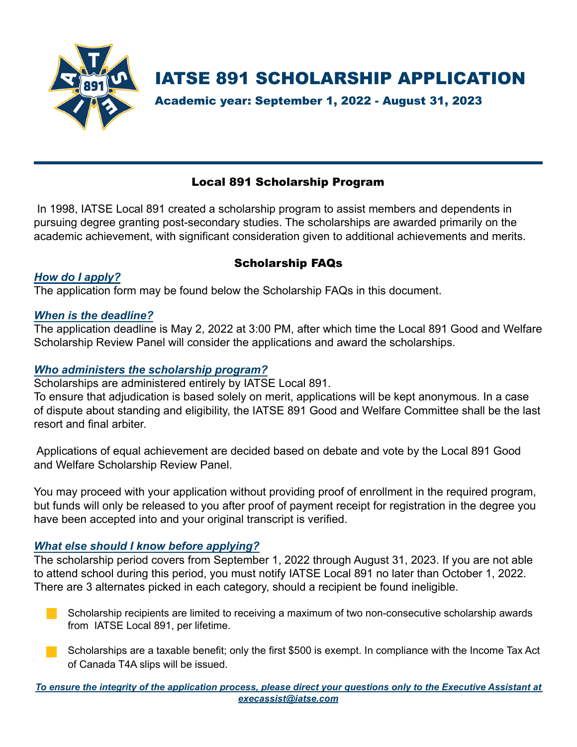# IATSE 891 SCHOLARSHIP APPLICATION

**Academic year: September 1, 2022 - August 31, 2023**

---

## Local 891 Scholarship Program

In 1998, IATSE Local 891 created a scholarship program to assist members and dependents in pursuing degree granting post-secondary studies. The scholarships are awarded primarily on the academic achievement, with significant consideration given to additional achievements and merits.

## Scholarship FAQs

***How do I apply?***

The application form may be found below the Scholarship FAQs in this document.

***When is the deadline?***

The application deadline is May 2, 2022 at 3:00 PM, after which time the Local 891 Good and Welfare Scholarship Review Panel will consider the applications and award the scholarships.

***Who administers the scholarship program?***

Scholarships are administered entirely by IATSE Local 891.
To ensure that adjudication is based solely on merit, applications will be kept anonymous. In a case of dispute about standing and eligibility, the IATSE 891 Good and Welfare Committee shall be the last resort and final arbiter.

Applications of equal achievement are decided based on debate and vote by the Local 891 Good and Welfare Scholarship Review Panel.

You may proceed with your application without providing proof of enrollment in the required program, but funds will only be released to you after proof of payment receipt for registration in the degree you have been accepted into and your original transcript is verified.

***What else should I know before applying?***

The scholarship period covers from September 1, 2022 through August 31, 2023. If you are not able to attend school during this period, you must notify IATSE Local 891 no later than October 1, 2022. There are 3 alternates picked in each category, should a recipient be found ineligible.

- Scholarship recipients are limited to receiving a maximum of two non-consecutive scholarship awards from IATSE Local 891, per lifetime.
- Scholarships are a taxable benefit; only the first $500 is exempt. In compliance with the Income Tax Act of Canada T4A slips will be issued.

***To ensure the integrity of the application process, please direct your questions only to the Executive Assistant at execassist@iatse.com***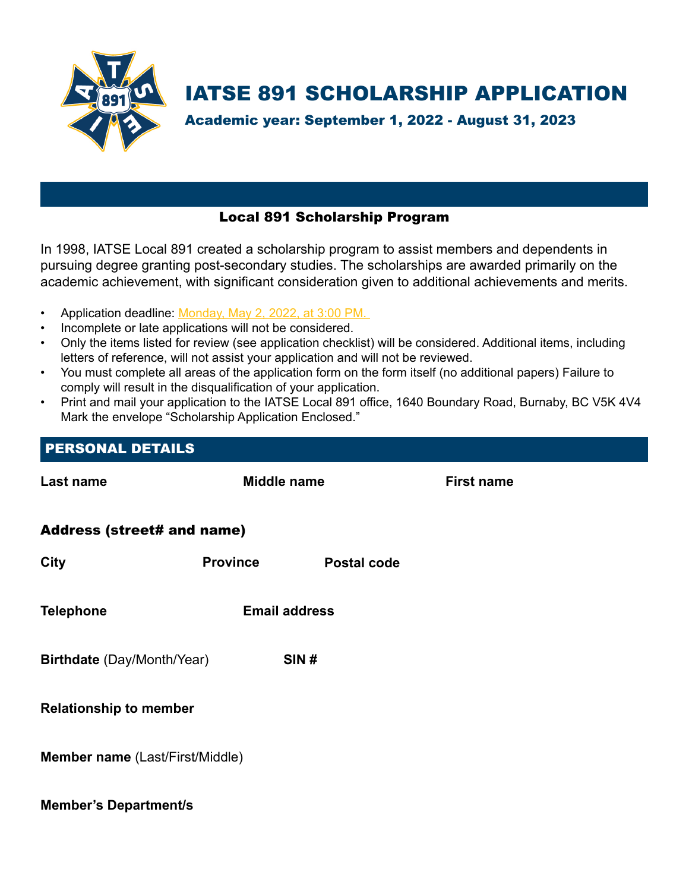# IATSE 891 SCHOLARSHIP APPLICATION

**Academic year: September 1, 2022 - August 31, 2023**

## Local 891 Scholarship Program

In 1998, IATSE Local 891 created a scholarship program to assist members and dependents in pursuing degree granting post-secondary studies. The scholarships are awarded primarily on the academic achievement, with significant consideration given to additional achievements and merits.

- Application deadline: Monday, May 2, 2022, at 3:00 PM.
- Incomplete or late applications will not be considered.
- Only the items listed for review (see application checklist) will be considered. Additional items, including letters of reference, will not assist your application and will not be reviewed.
- You must complete all areas of the application form on the form itself (no additional papers) Failure to comply will result in the disqualification of your application.
- Print and mail your application to the IATSE Local 891 office, 1640 Boundary Road, Burnaby, BC V5K 4V4 Mark the envelope "Scholarship Application Enclosed."

## PERSONAL DETAILS

**Last name** **Middle name** **First name**

**Address (street# and name)**

**City** **Province** **Postal code**

**Telephone** **Email address**

**Birthdate** (Day/Month/Year) **SIN #**

**Relationship to member**

**Member name** (Last/First/Middle)

**Member's Department/s**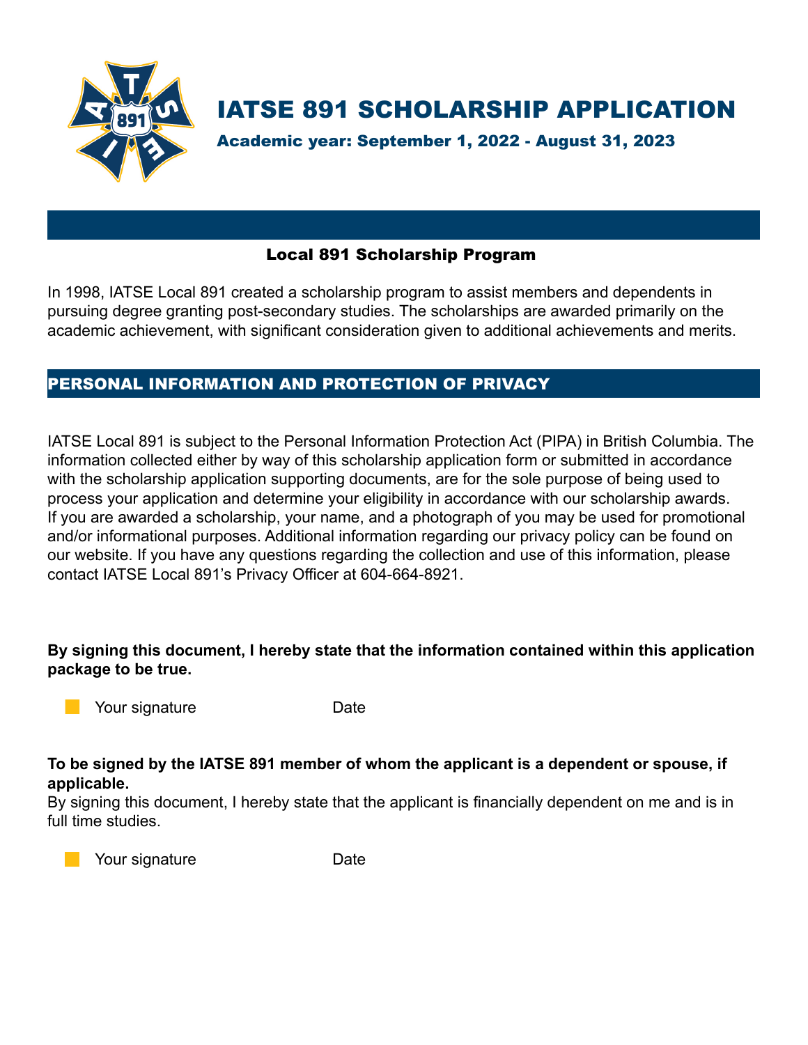# IATSE 891 SCHOLARSHIP APPLICATION

**Academic year: September 1, 2022 - August 31, 2023**

## Local 891 Scholarship Program

In 1998, IATSE Local 891 created a scholarship program to assist members and dependents in pursuing degree granting post-secondary studies. The scholarships are awarded primarily on the academic achievement, with significant consideration given to additional achievements and merits.

## PERSONAL INFORMATION AND PROTECTION OF PRIVACY

IATSE Local 891 is subject to the Personal Information Protection Act (PIPA) in British Columbia. The information collected either by way of this scholarship application form or submitted in accordance with the scholarship application supporting documents, are for the sole purpose of being used to process your application and determine your eligibility in accordance with our scholarship awards. If you are awarded a scholarship, your name, and a photograph of you may be used for promotional and/or informational purposes. Additional information regarding our privacy policy can be found on our website. If you have any questions regarding the collection and use of this information, please contact IATSE Local 891's Privacy Officer at 604-664-8921.

**By signing this document, I hereby state that the information contained within this application package to be true.**

Your signature Date

**To be signed by the IATSE 891 member of whom the applicant is a dependent or spouse, if applicable.**

By signing this document, I hereby state that the applicant is financially dependent on me and is in full time studies.

Your signature Date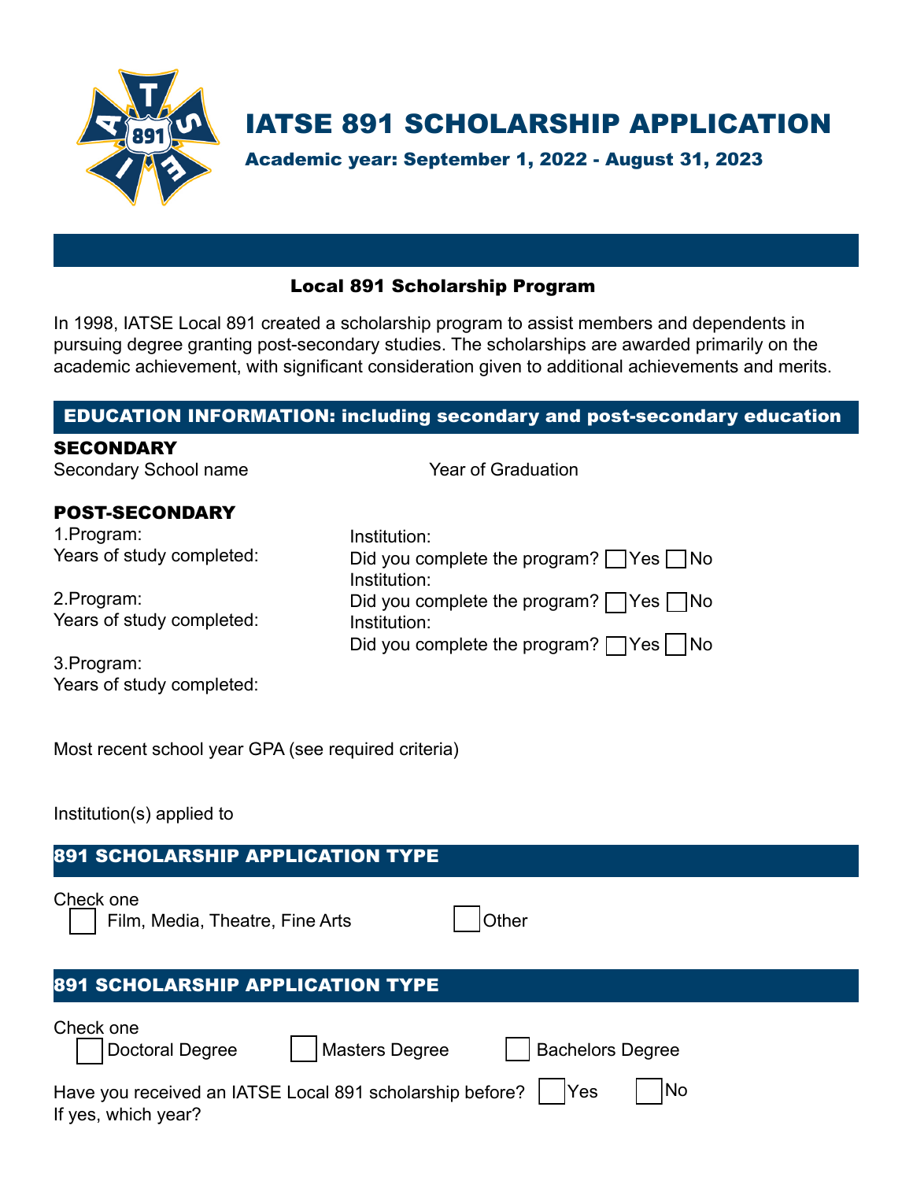# IATSE 891 SCHOLARSHIP APPLICATION

**Academic year: September 1, 2022 - August 31, 2023**

### Local 891 Scholarship Program

In 1998, IATSE Local 891 created a scholarship program to assist members and dependents in pursuing degree granting post-secondary studies. The scholarships are awarded primarily on the academic achievement, with significant consideration given to additional achievements and merits.

## EDUCATION INFORMATION: including secondary and post-secondary education

### SECONDARY

Secondary School name

Year of Graduation

### POST-SECONDARY

1.Program:
Years of study completed:

Institution:
Did you complete the program? ☐ Yes ☐ No

2.Program:
Years of study completed:

Institution:
Did you complete the program? ☐ Yes ☐ No

3.Program:
Years of study completed:

Institution:
Did you complete the program? ☐ Yes ☐ No

Most recent school year GPA (see required criteria)

Institution(s) applied to

## 891 SCHOLARSHIP APPLICATION TYPE

Check one

☐ Film, Media, Theatre, Fine Arts ☐ Other

## 891 SCHOLARSHIP APPLICATION TYPE

Check one

☐ Doctoral Degree ☐ Masters Degree ☐ Bachelors Degree

Have you received an IATSE Local 891 scholarship before? ☐ Yes ☐ No
If yes, which year?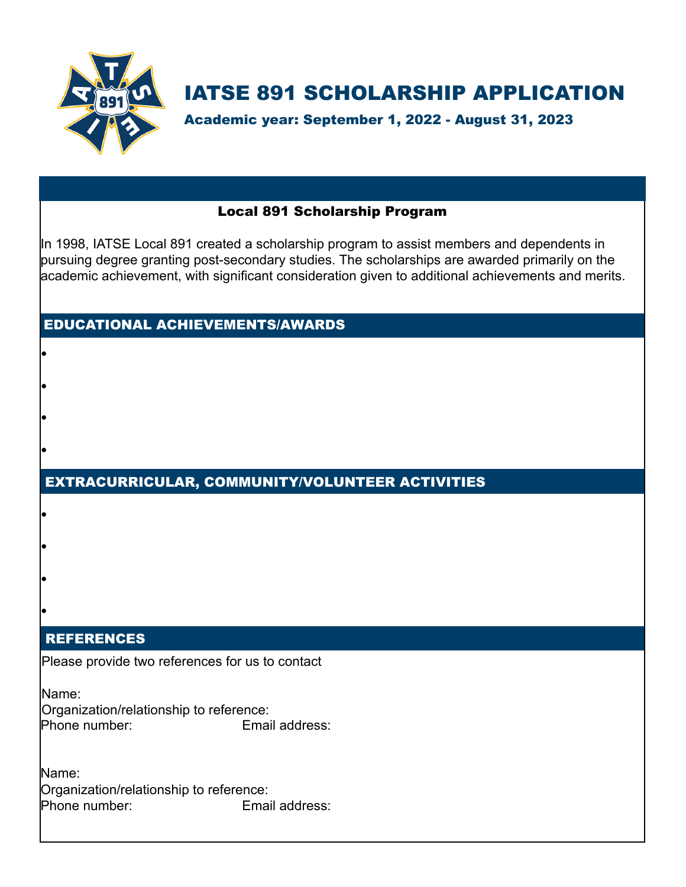# IATSE 891 SCHOLARSHIP APPLICATION

### Academic year: September 1, 2022 - August 31, 2023

## Local 891 Scholarship Program

In 1998, IATSE Local 891 created a scholarship program to assist members and dependents in pursuing degree granting post-secondary studies. The scholarships are awarded primarily on the academic achievement, with significant consideration given to additional achievements and merits.

## EDUCATIONAL ACHIEVEMENTS/AWARDS

- 
- 
- 
- 

## EXTRACURRICULAR, COMMUNITY/VOLUNTEER ACTIVITIES

- 
- 
- 
- 

## REFERENCES

Please provide two references for us to contact

Name:
Organization/relationship to reference:
Phone number: Email address:

Name:
Organization/relationship to reference:
Phone number: Email address: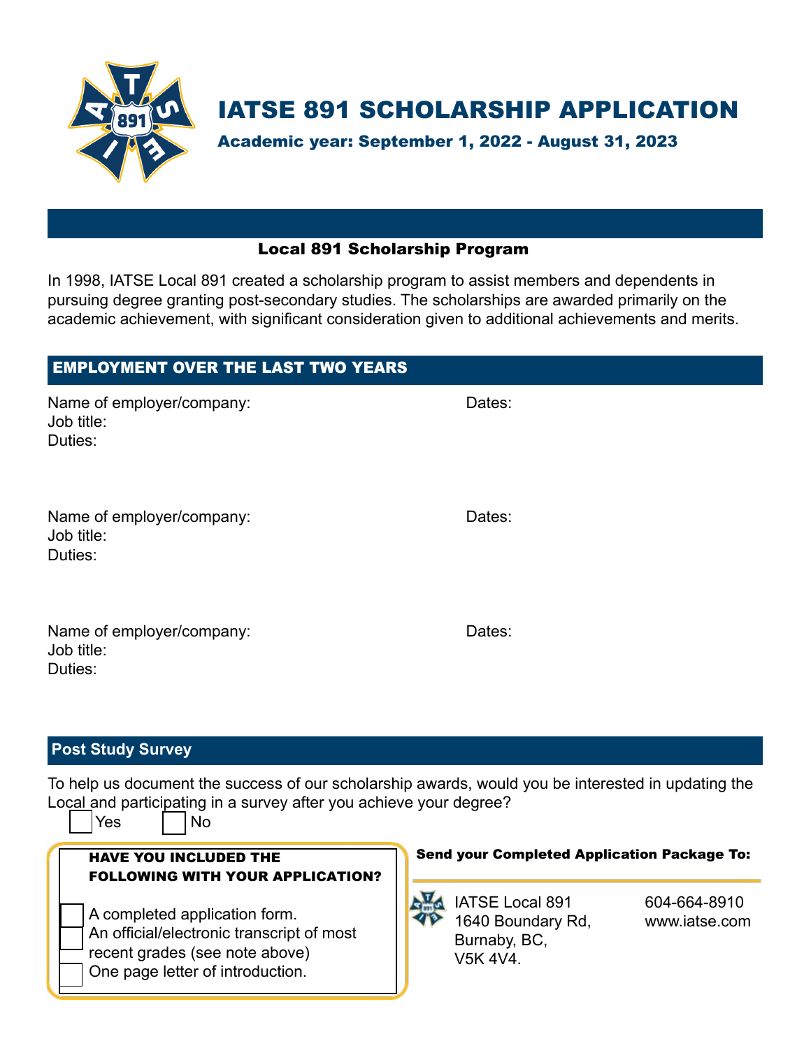# IATSE 891 SCHOLARSHIP APPLICATION

**Academic year: September 1, 2022 - August 31, 2023**

### Local 891 Scholarship Program

In 1998, IATSE Local 891 created a scholarship program to assist members and dependents in pursuing degree granting post-secondary studies. The scholarships are awarded primarily on the academic achievement, with significant consideration given to additional achievements and merits.

## EMPLOYMENT OVER THE LAST TWO YEARS

Name of employer/company: Dates:
Job title:
Duties:

Name of employer/company: Dates:
Job title:
Duties:

Name of employer/company: Dates:
Job title:
Duties:

## Post Study Survey

To help us document the success of our scholarship awards, would you be interested in updating the Local and participating in a survey after you achieve your degree?

- [ ] Yes
- [ ] No

**HAVE YOU INCLUDED THE FOLLOWING WITH YOUR APPLICATION?**

- [ ] A completed application form.
- [ ] An official/electronic transcript of most recent grades (see note above)
- [ ] One page letter of introduction.

**Send your Completed Application Package To:**

IATSE Local 891
1640 Boundary Rd,
Burnaby, BC,
V5K 4V4.

604-664-8910
www.iatse.com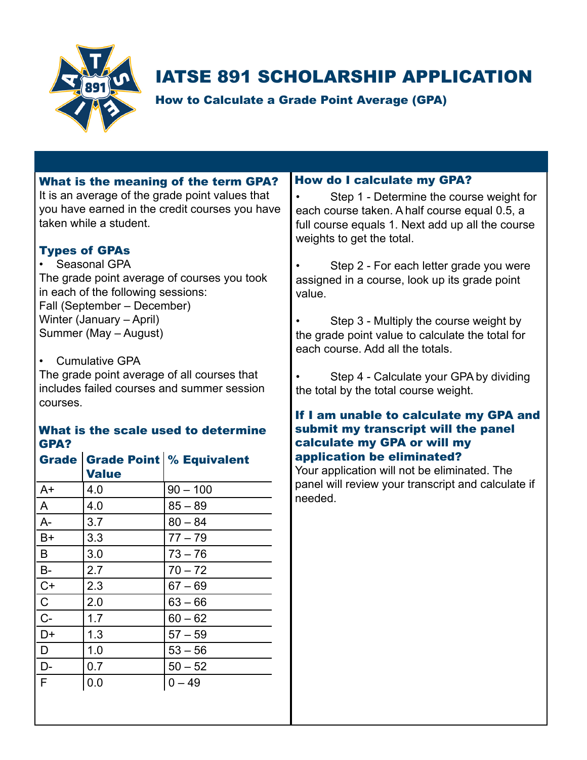# IATSE 891 SCHOLARSHIP APPLICATION

## How to Calculate a Grade Point Average (GPA)

### What is the meaning of the term GPA?

It is an average of the grade point values that you have earned in the credit courses you have taken while a student.

### Types of GPAs

- Seasonal GPA

The grade point average of courses you took in each of the following sessions:
Fall (September – December)
Winter (January – April)
Summer (May – August)

- Cumulative GPA

The grade point average of all courses that includes failed courses and summer session courses.

### What is the scale used to determine GPA?

| Grade | Grade Point Value | % Equivalent |
|---|---|---|
| A+ | 4.0 | 90 – 100 |
| A | 4.0 | 85 – 89 |
| A- | 3.7 | 80 – 84 |
| B+ | 3.3 | 77 – 79 |
| B | 3.0 | 73 – 76 |
| B- | 2.7 | 70 – 72 |
| C+ | 2.3 | 67 – 69 |
| C | 2.0 | 63 – 66 |
| C- | 1.7 | 60 – 62 |
| D+ | 1.3 | 57 – 59 |
| D | 1.0 | 53 – 56 |
| D- | 0.7 | 50 – 52 |
| F | 0.0 | 0 – 49 |

### How do I calculate my GPA?

- Step 1 - Determine the course weight for each course taken. A half course equal 0.5, a full course equals 1. Next add up all the course weights to get the total.

- Step 2 - For each letter grade you were assigned in a course, look up its grade point value.

- Step 3 - Multiply the course weight by the grade point value to calculate the total for each course. Add all the totals.

- Step 4 - Calculate your GPA by dividing the total by the total course weight.

### If I am unable to calculate my GPA and submit my transcript will the panel calculate my GPA or will my application be eliminated?

Your application will not be eliminated. The panel will review your transcript and calculate if needed.